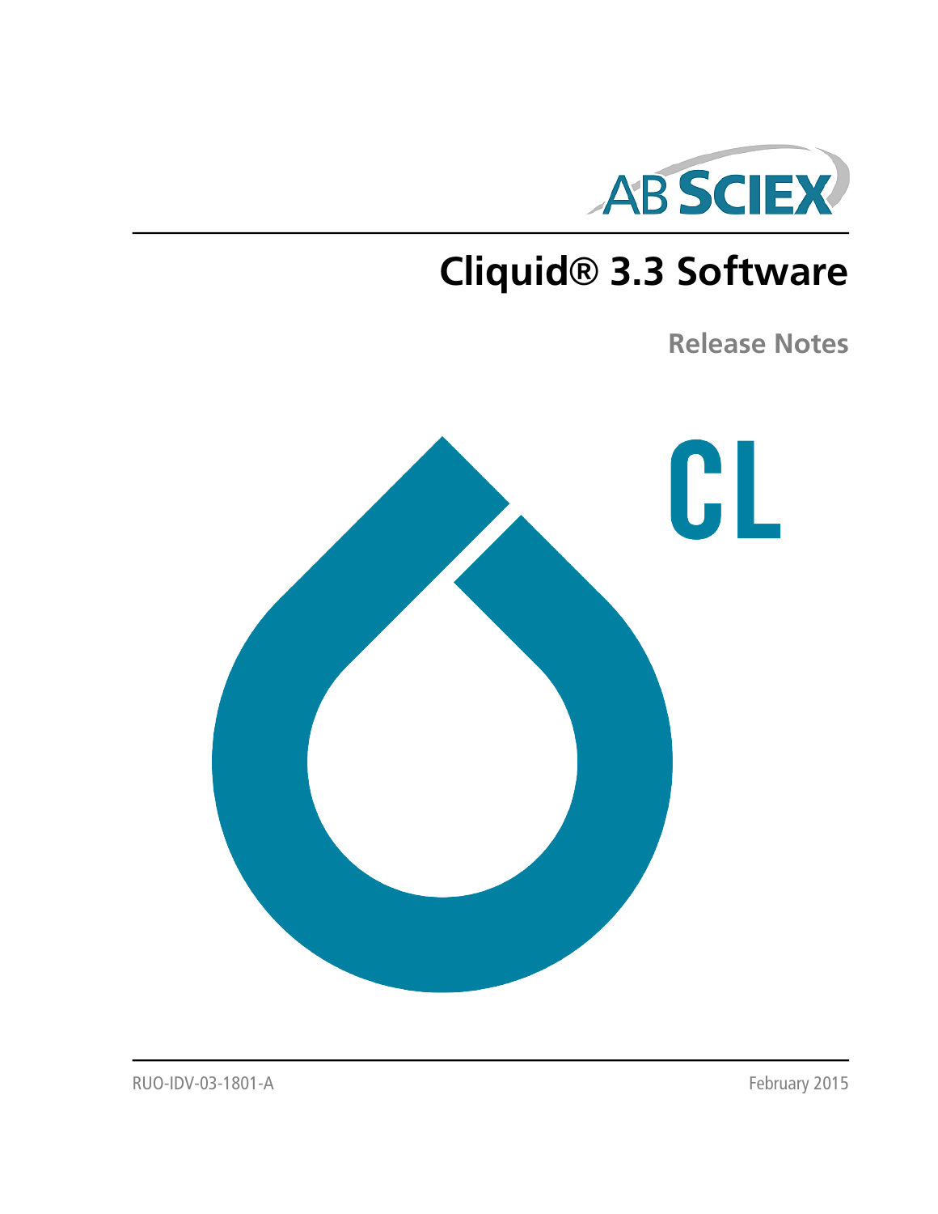AB SCIEX

# Cliquid® 3.3 Software

## Release Notes

CL

RUO-IDV-03-1801-A

February 2015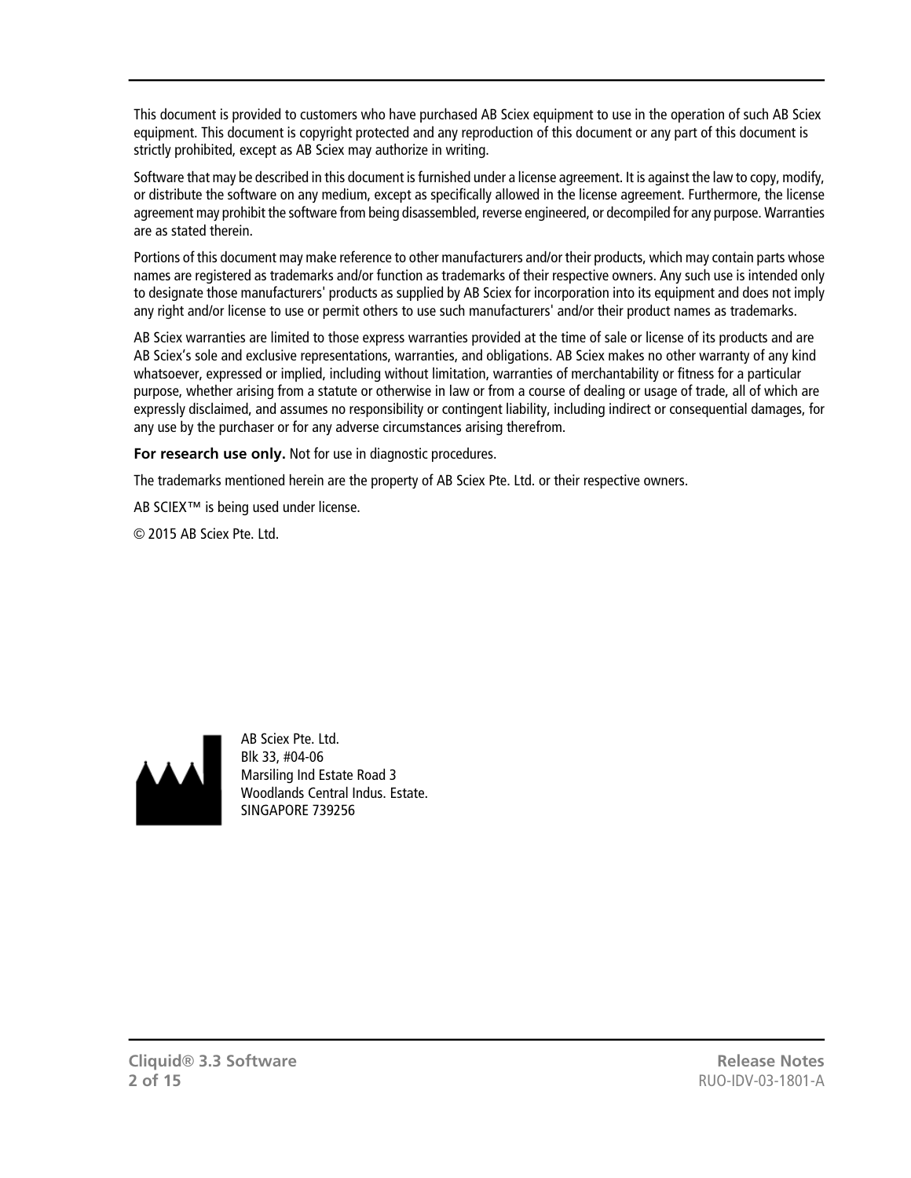This document is provided to customers who have purchased AB Sciex equipment to use in the operation of such AB Sciex equipment. This document is copyright protected and any reproduction of this document or any part of this document is strictly prohibited, except as AB Sciex may authorize in writing.

Software that may be described in this document is furnished under a license agreement. It is against the law to copy, modify, or distribute the software on any medium, except as specifically allowed in the license agreement. Furthermore, the license agreement may prohibit the software from being disassembled, reverse engineered, or decompiled for any purpose. Warranties are as stated therein.

Portions of this document may make reference to other manufacturers and/or their products, which may contain parts whose names are registered as trademarks and/or function as trademarks of their respective owners. Any such use is intended only to designate those manufacturers' products as supplied by AB Sciex for incorporation into its equipment and does not imply any right and/or license to use or permit others to use such manufacturers' and/or their product names as trademarks.

AB Sciex warranties are limited to those express warranties provided at the time of sale or license of its products and are AB Sciex's sole and exclusive representations, warranties, and obligations. AB Sciex makes no other warranty of any kind whatsoever, expressed or implied, including without limitation, warranties of merchantability or fitness for a particular purpose, whether arising from a statute or otherwise in law or from a course of dealing or usage of trade, all of which are expressly disclaimed, and assumes no responsibility or contingent liability, including indirect or consequential damages, for any use by the purchaser or for any adverse circumstances arising therefrom.

**For research use only.** Not for use in diagnostic procedures.

The trademarks mentioned herein are the property of AB Sciex Pte. Ltd. or their respective owners.

AB SCIEX™ is being used under license.

© 2015 AB Sciex Pte. Ltd.

AB Sciex Pte. Ltd.
Blk 33, #04-06
Marsiling Ind Estate Road 3
Woodlands Central Indus. Estate.
SINGAPORE 739256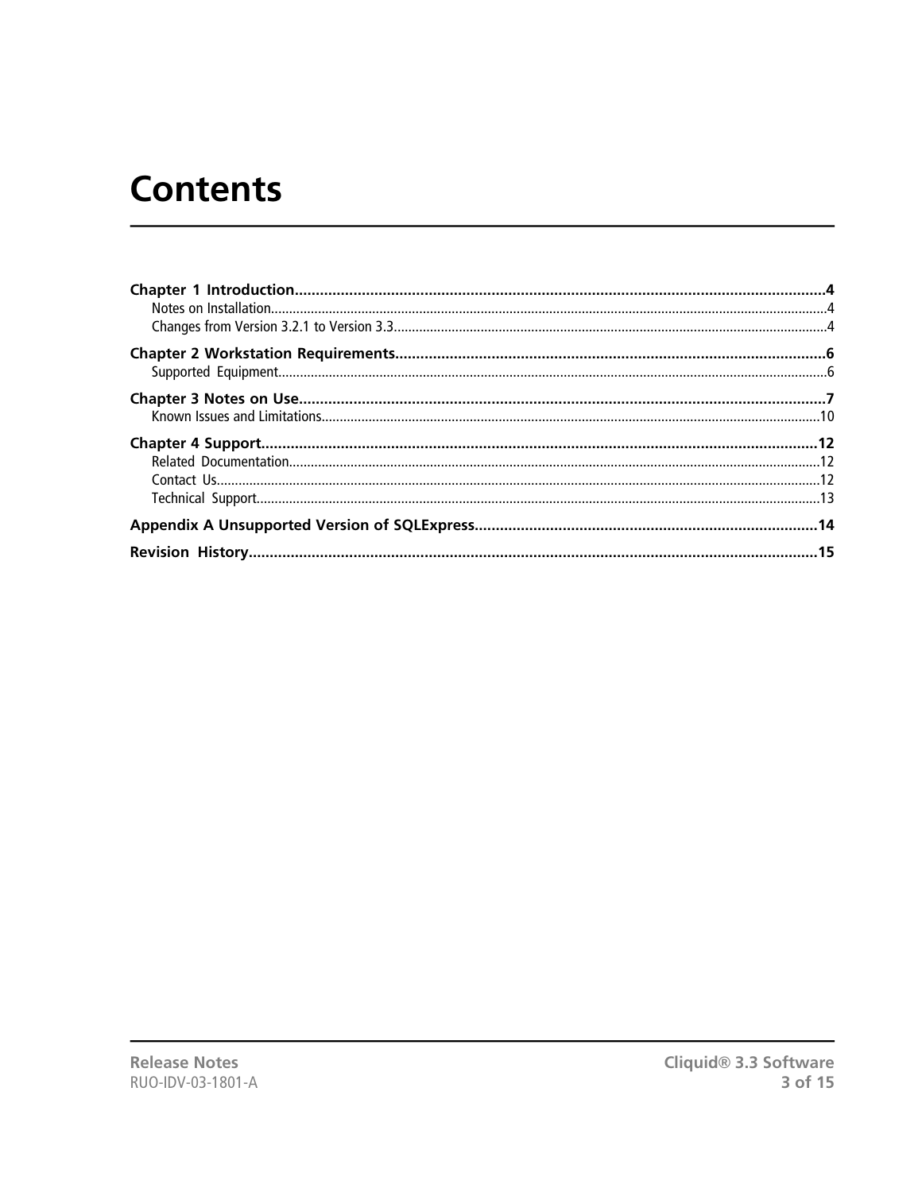# Contents

**Chapter 1 Introduction**.....4
- Notes on Installation.....4
- Changes from Version 3.2.1 to Version 3.3.....4

**Chapter 2 Workstation Requirements**.....6
- Supported Equipment.....6

**Chapter 3 Notes on Use**.....7
- Known Issues and Limitations.....10

**Chapter 4 Support**.....12
- Related Documentation.....12
- Contact Us.....12
- Technical Support.....13

**Appendix A Unsupported Version of SQLExpress**.....14

**Revision History**.....15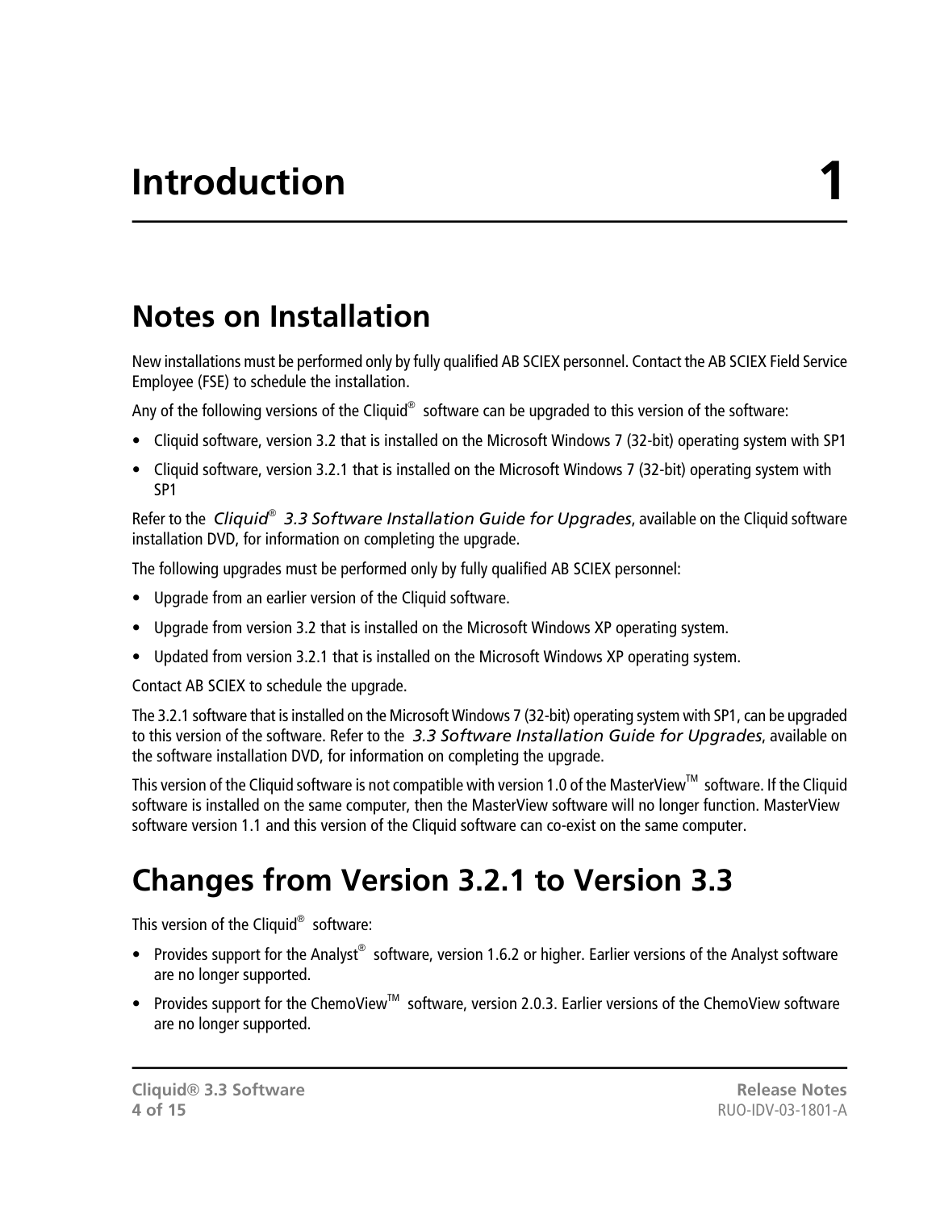# Introduction 1

## Notes on Installation

New installations must be performed only by fully qualified AB SCIEX personnel. Contact the AB SCIEX Field Service Employee (FSE) to schedule the installation.

Any of the following versions of the Cliquid® software can be upgraded to this version of the software:

- Cliquid software, version 3.2 that is installed on the Microsoft Windows 7 (32-bit) operating system with SP1
- Cliquid software, version 3.2.1 that is installed on the Microsoft Windows 7 (32-bit) operating system with SP1

Refer to the *Cliquid® 3.3 Software Installation Guide for Upgrades*, available on the Cliquid software installation DVD, for information on completing the upgrade.

The following upgrades must be performed only by fully qualified AB SCIEX personnel:

- Upgrade from an earlier version of the Cliquid software.
- Upgrade from version 3.2 that is installed on the Microsoft Windows XP operating system.
- Updated from version 3.2.1 that is installed on the Microsoft Windows XP operating system.

Contact AB SCIEX to schedule the upgrade.

The 3.2.1 software that is installed on the Microsoft Windows 7 (32-bit) operating system with SP1, can be upgraded to this version of the software. Refer to the *3.3 Software Installation Guide for Upgrades*, available on the software installation DVD, for information on completing the upgrade.

This version of the Cliquid software is not compatible with version 1.0 of the MasterView™ software. If the Cliquid software is installed on the same computer, then the MasterView software will no longer function. MasterView software version 1.1 and this version of the Cliquid software can co-exist on the same computer.

## Changes from Version 3.2.1 to Version 3.3

This version of the Cliquid® software:

- Provides support for the Analyst® software, version 1.6.2 or higher. Earlier versions of the Analyst software are no longer supported.
- Provides support for the ChemoView™ software, version 2.0.3. Earlier versions of the ChemoView software are no longer supported.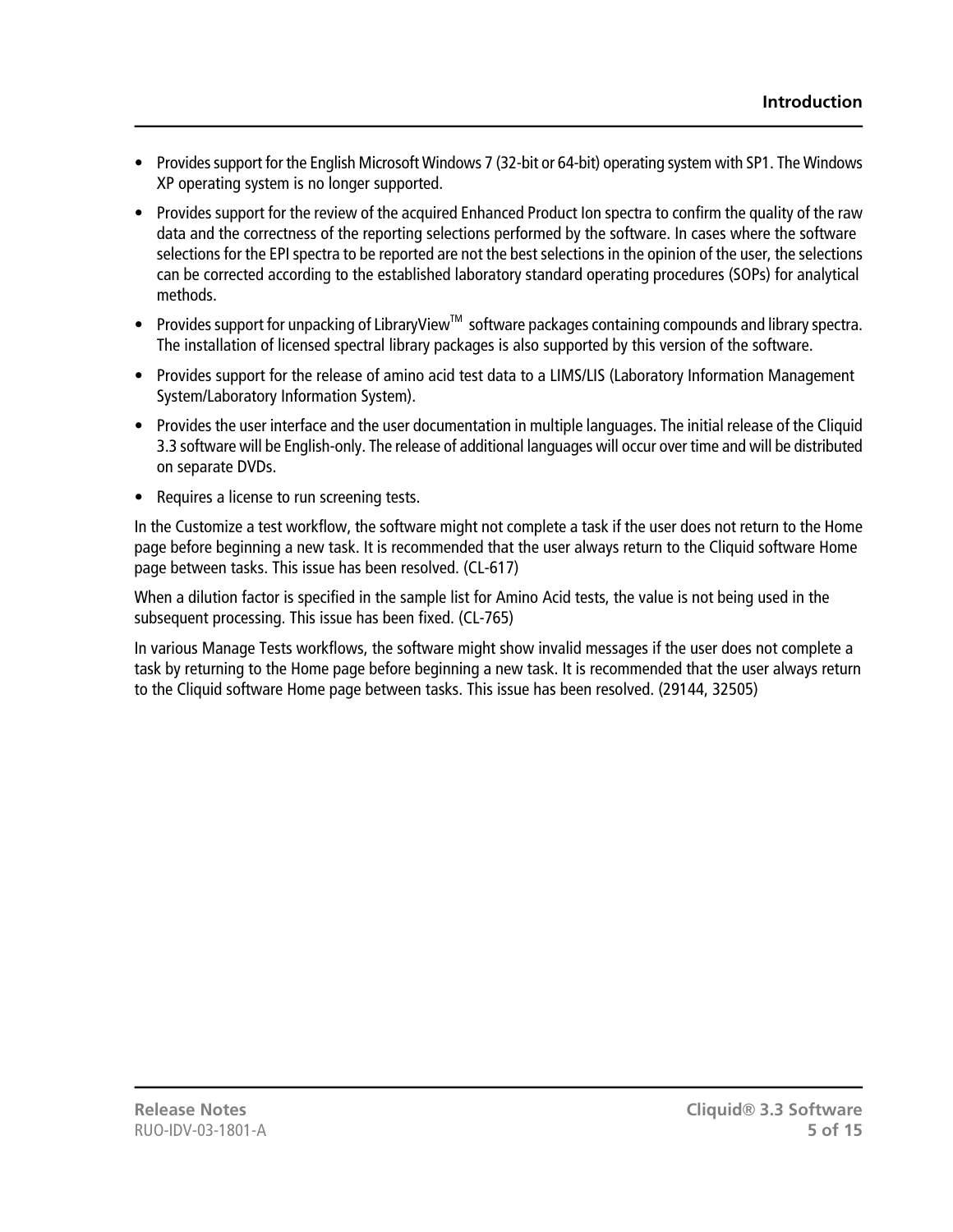- Provides support for the English Microsoft Windows 7 (32-bit or 64-bit) operating system with SP1. The Windows XP operating system is no longer supported.
- Provides support for the review of the acquired Enhanced Product Ion spectra to confirm the quality of the raw data and the correctness of the reporting selections performed by the software. In cases where the software selections for the EPI spectra to be reported are not the best selections in the opinion of the user, the selections can be corrected according to the established laboratory standard operating procedures (SOPs) for analytical methods.
- Provides support for unpacking of LibraryView™ software packages containing compounds and library spectra. The installation of licensed spectral library packages is also supported by this version of the software.
- Provides support for the release of amino acid test data to a LIMS/LIS (Laboratory Information Management System/Laboratory Information System).
- Provides the user interface and the user documentation in multiple languages. The initial release of the Cliquid 3.3 software will be English-only. The release of additional languages will occur over time and will be distributed on separate DVDs.
- Requires a license to run screening tests.

In the Customize a test workflow, the software might not complete a task if the user does not return to the Home page before beginning a new task. It is recommended that the user always return to the Cliquid software Home page between tasks. This issue has been resolved. (CL-617)

When a dilution factor is specified in the sample list for Amino Acid tests, the value is not being used in the subsequent processing. This issue has been fixed. (CL-765)

In various Manage Tests workflows, the software might show invalid messages if the user does not complete a task by returning to the Home page before beginning a new task. It is recommended that the user always return to the Cliquid software Home page between tasks. This issue has been resolved. (29144, 32505)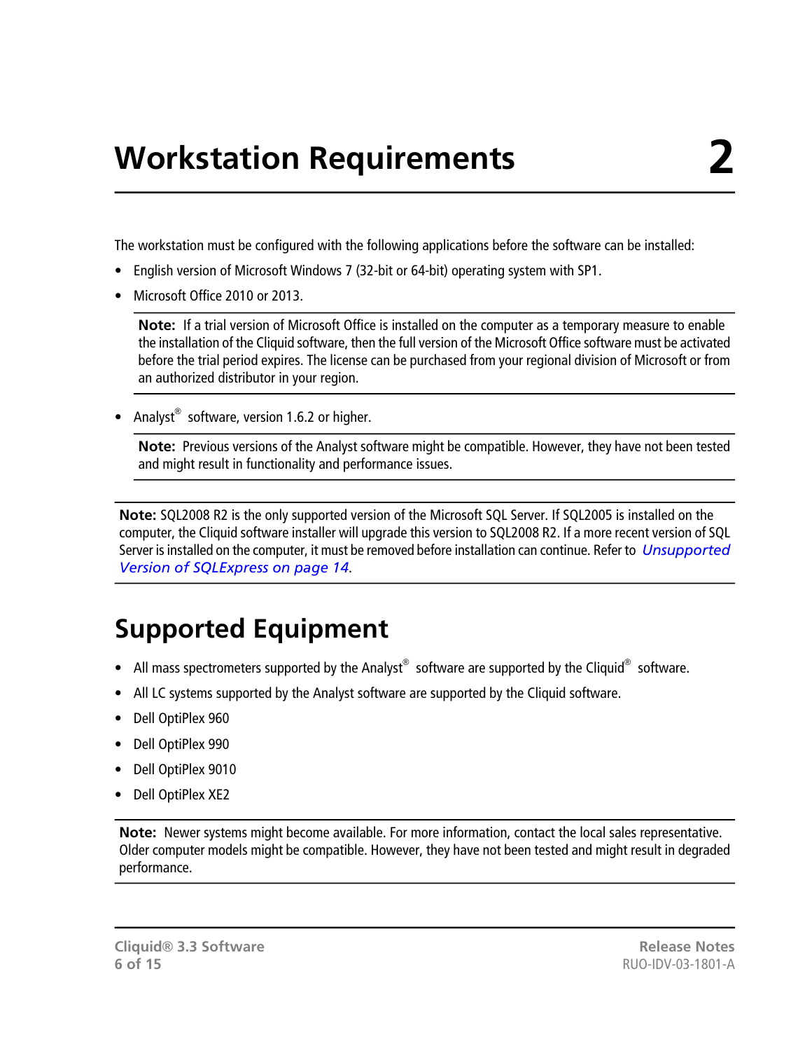# Workstation Requirements 2

The workstation must be configured with the following applications before the software can be installed:

- English version of Microsoft Windows 7 (32-bit or 64-bit) operating system with SP1.
- Microsoft Office 2010 or 2013.

  **Note:** If a trial version of Microsoft Office is installed on the computer as a temporary measure to enable the installation of the Cliquid software, then the full version of the Microsoft Office software must be activated before the trial period expires. The license can be purchased from your regional division of Microsoft or from an authorized distributor in your region.

- Analyst® software, version 1.6.2 or higher.

  **Note:** Previous versions of the Analyst software might be compatible. However, they have not been tested and might result in functionality and performance issues.

**Note:** SQL2008 R2 is the only supported version of the Microsoft SQL Server. If SQL2005 is installed on the computer, the Cliquid software installer will upgrade this version to SQL2008 R2. If a more recent version of SQL Server is installed on the computer, it must be removed before installation can continue. Refer to *Unsupported Version of SQLExpress on page 14*.

## Supported Equipment

- All mass spectrometers supported by the Analyst® software are supported by the Cliquid® software.
- All LC systems supported by the Analyst software are supported by the Cliquid software.
- Dell OptiPlex 960
- Dell OptiPlex 990
- Dell OptiPlex 9010
- Dell OptiPlex XE2

**Note:** Newer systems might become available. For more information, contact the local sales representative. Older computer models might be compatible. However, they have not been tested and might result in degraded performance.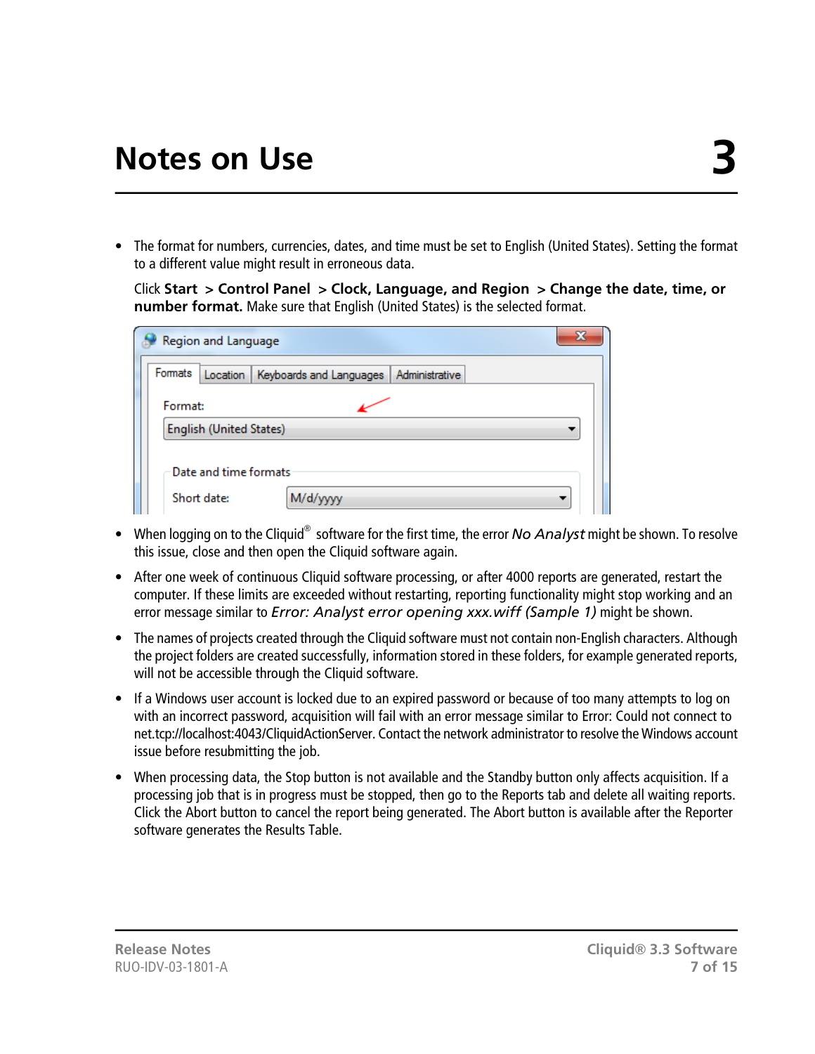# Notes on Use 3

- The format for numbers, currencies, dates, and time must be set to English (United States). Setting the format to a different value might result in erroneous data.

  Click **Start** > **Control Panel** > **Clock, Language, and Region** > **Change the date, time, or number format.** Make sure that English (United States) is the selected format.

- When logging on to the Cliquid® software for the first time, the error *No Analyst* might be shown. To resolve this issue, close and then open the Cliquid software again.
- After one week of continuous Cliquid software processing, or after 4000 reports are generated, restart the computer. If these limits are exceeded without restarting, reporting functionality might stop working and an error message similar to *Error: Analyst error opening xxx.wiff (Sample 1)* might be shown.
- The names of projects created through the Cliquid software must not contain non-English characters. Although the project folders are created successfully, information stored in these folders, for example generated reports, will not be accessible through the Cliquid software.
- If a Windows user account is locked due to an expired password or because of too many attempts to log on with an incorrect password, acquisition will fail with an error message similar to Error: Could not connect to net.tcp://localhost:4043/CliquidActionServer. Contact the network administrator to resolve the Windows account issue before resubmitting the job.
- When processing data, the Stop button is not available and the Standby button only affects acquisition. If a processing job that is in progress must be stopped, then go to the Reports tab and delete all waiting reports. Click the Abort button to cancel the report being generated. The Abort button is available after the Reporter software generates the Results Table.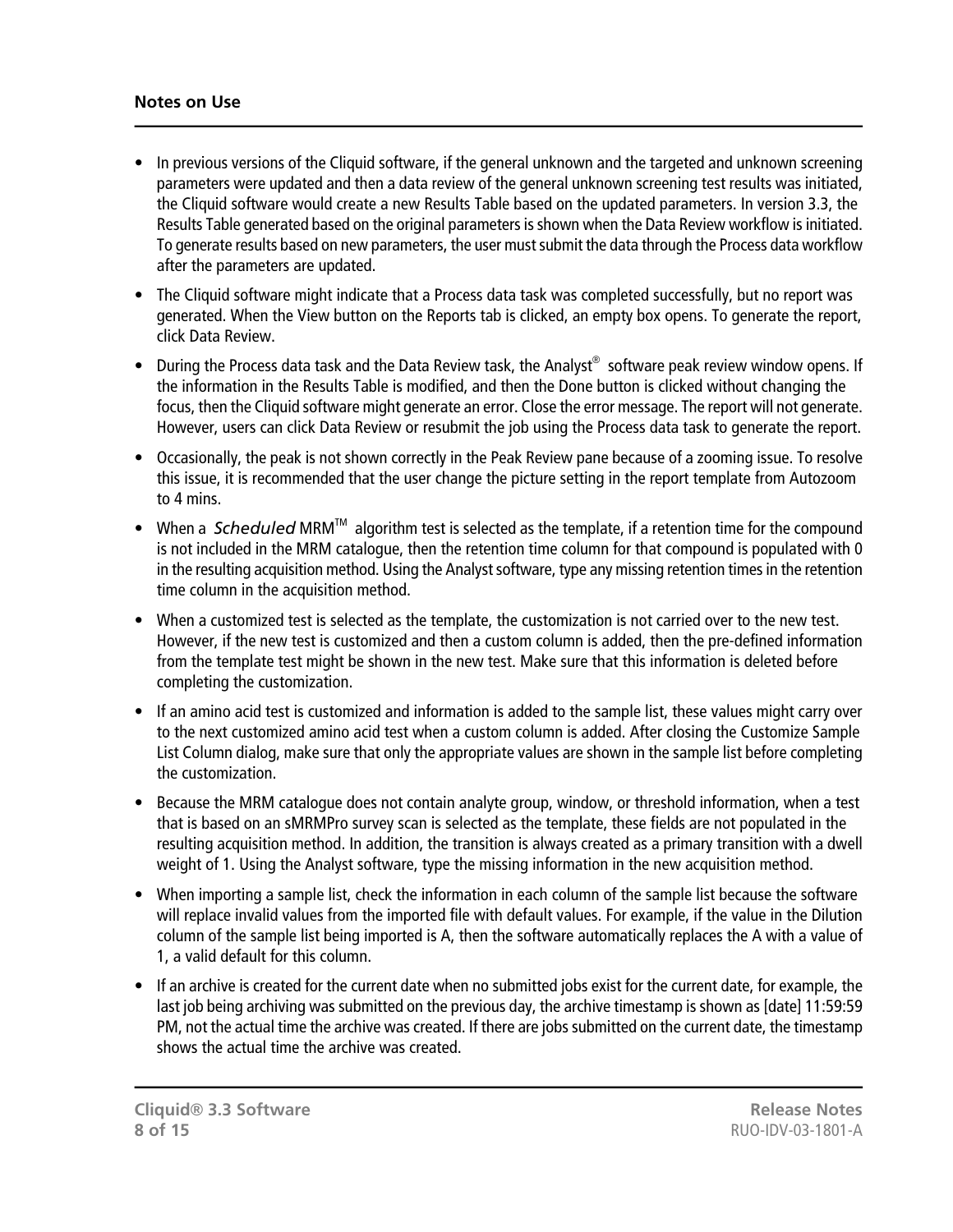**Notes on Use**

- In previous versions of the Cliquid software, if the general unknown and the targeted and unknown screening parameters were updated and then a data review of the general unknown screening test results was initiated, the Cliquid software would create a new Results Table based on the updated parameters. In version 3.3, the Results Table generated based on the original parameters is shown when the Data Review workflow is initiated. To generate results based on new parameters, the user must submit the data through the Process data workflow after the parameters are updated.
- The Cliquid software might indicate that a Process data task was completed successfully, but no report was generated. When the View button on the Reports tab is clicked, an empty box opens. To generate the report, click Data Review.
- During the Process data task and the Data Review task, the Analyst® software peak review window opens. If the information in the Results Table is modified, and then the Done button is clicked without changing the focus, then the Cliquid software might generate an error. Close the error message. The report will not generate. However, users can click Data Review or resubmit the job using the Process data task to generate the report.
- Occasionally, the peak is not shown correctly in the Peak Review pane because of a zooming issue. To resolve this issue, it is recommended that the user change the picture setting in the report template from Autozoom to 4 mins.
- When a *Scheduled* MRM™ algorithm test is selected as the template, if a retention time for the compound is not included in the MRM catalogue, then the retention time column for that compound is populated with 0 in the resulting acquisition method. Using the Analyst software, type any missing retention times in the retention time column in the acquisition method.
- When a customized test is selected as the template, the customization is not carried over to the new test. However, if the new test is customized and then a custom column is added, then the pre-defined information from the template test might be shown in the new test. Make sure that this information is deleted before completing the customization.
- If an amino acid test is customized and information is added to the sample list, these values might carry over to the next customized amino acid test when a custom column is added. After closing the Customize Sample List Column dialog, make sure that only the appropriate values are shown in the sample list before completing the customization.
- Because the MRM catalogue does not contain analyte group, window, or threshold information, when a test that is based on an sMRMPro survey scan is selected as the template, these fields are not populated in the resulting acquisition method. In addition, the transition is always created as a primary transition with a dwell weight of 1. Using the Analyst software, type the missing information in the new acquisition method.
- When importing a sample list, check the information in each column of the sample list because the software will replace invalid values from the imported file with default values. For example, if the value in the Dilution column of the sample list being imported is A, then the software automatically replaces the A with a value of 1, a valid default for this column.
- If an archive is created for the current date when no submitted jobs exist for the current date, for example, the last job being archiving was submitted on the previous day, the archive timestamp is shown as [date] 11:59:59 PM, not the actual time the archive was created. If there are jobs submitted on the current date, the timestamp shows the actual time the archive was created.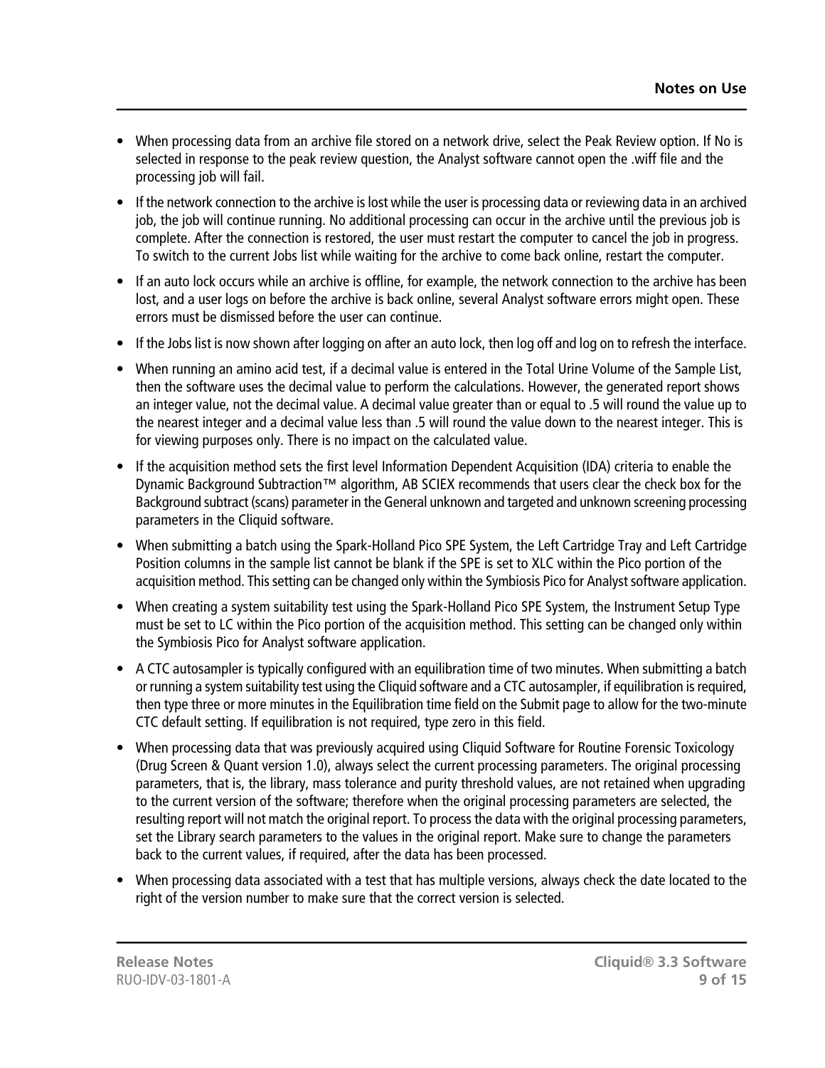- When processing data from an archive file stored on a network drive, select the Peak Review option. If No is selected in response to the peak review question, the Analyst software cannot open the .wiff file and the processing job will fail.
- If the network connection to the archive is lost while the user is processing data or reviewing data in an archived job, the job will continue running. No additional processing can occur in the archive until the previous job is complete. After the connection is restored, the user must restart the computer to cancel the job in progress. To switch to the current Jobs list while waiting for the archive to come back online, restart the computer.
- If an auto lock occurs while an archive is offline, for example, the network connection to the archive has been lost, and a user logs on before the archive is back online, several Analyst software errors might open. These errors must be dismissed before the user can continue.
- If the Jobs list is now shown after logging on after an auto lock, then log off and log on to refresh the interface.
- When running an amino acid test, if a decimal value is entered in the Total Urine Volume of the Sample List, then the software uses the decimal value to perform the calculations. However, the generated report shows an integer value, not the decimal value. A decimal value greater than or equal to .5 will round the value up to the nearest integer and a decimal value less than .5 will round the value down to the nearest integer. This is for viewing purposes only. There is no impact on the calculated value.
- If the acquisition method sets the first level Information Dependent Acquisition (IDA) criteria to enable the Dynamic Background Subtraction™ algorithm, AB SCIEX recommends that users clear the check box for the Background subtract (scans) parameter in the General unknown and targeted and unknown screening processing parameters in the Cliquid software.
- When submitting a batch using the Spark-Holland Pico SPE System, the Left Cartridge Tray and Left Cartridge Position columns in the sample list cannot be blank if the SPE is set to XLC within the Pico portion of the acquisition method. This setting can be changed only within the Symbiosis Pico for Analyst software application.
- When creating a system suitability test using the Spark-Holland Pico SPE System, the Instrument Setup Type must be set to LC within the Pico portion of the acquisition method. This setting can be changed only within the Symbiosis Pico for Analyst software application.
- A CTC autosampler is typically configured with an equilibration time of two minutes. When submitting a batch or running a system suitability test using the Cliquid software and a CTC autosampler, if equilibration is required, then type three or more minutes in the Equilibration time field on the Submit page to allow for the two-minute CTC default setting. If equilibration is not required, type zero in this field.
- When processing data that was previously acquired using Cliquid Software for Routine Forensic Toxicology (Drug Screen & Quant version 1.0), always select the current processing parameters. The original processing parameters, that is, the library, mass tolerance and purity threshold values, are not retained when upgrading to the current version of the software; therefore when the original processing parameters are selected, the resulting report will not match the original report. To process the data with the original processing parameters, set the Library search parameters to the values in the original report. Make sure to change the parameters back to the current values, if required, after the data has been processed.
- When processing data associated with a test that has multiple versions, always check the date located to the right of the version number to make sure that the correct version is selected.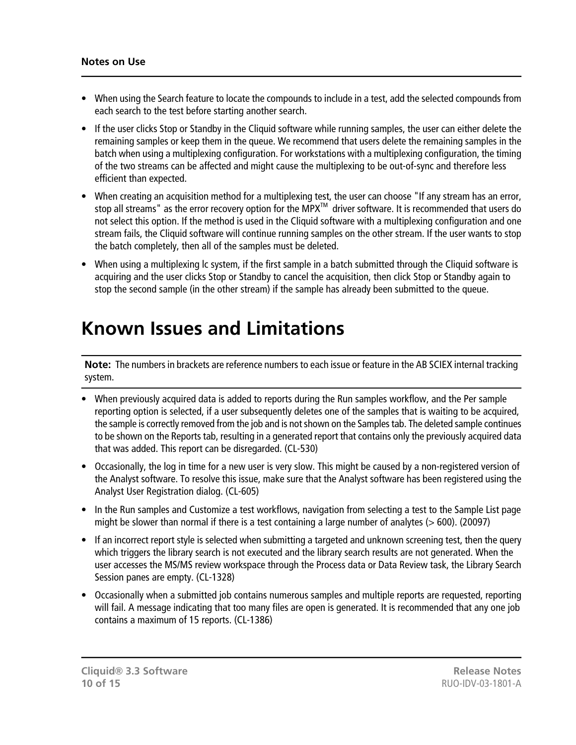## Notes on Use

- When using the Search feature to locate the compounds to include in a test, add the selected compounds from each search to the test before starting another search.
- If the user clicks Stop or Standby in the Cliquid software while running samples, the user can either delete the remaining samples or keep them in the queue. We recommend that users delete the remaining samples in the batch when using a multiplexing configuration. For workstations with a multiplexing configuration, the timing of the two streams can be affected and might cause the multiplexing to be out-of-sync and therefore less efficient than expected.
- When creating an acquisition method for a multiplexing test, the user can choose "If any stream has an error, stop all streams" as the error recovery option for the MPX™ driver software. It is recommended that users do not select this option. If the method is used in the Cliquid software with a multiplexing configuration and one stream fails, the Cliquid software will continue running samples on the other stream. If the user wants to stop the batch completely, then all of the samples must be deleted.
- When using a multiplexing lc system, if the first sample in a batch submitted through the Cliquid software is acquiring and the user clicks Stop or Standby to cancel the acquisition, then click Stop or Standby again to stop the second sample (in the other stream) if the sample has already been submitted to the queue.

# Known Issues and Limitations

**Note:** The numbers in brackets are reference numbers to each issue or feature in the AB SCIEX internal tracking system.

- When previously acquired data is added to reports during the Run samples workflow, and the Per sample reporting option is selected, if a user subsequently deletes one of the samples that is waiting to be acquired, the sample is correctly removed from the job and is not shown on the Samples tab. The deleted sample continues to be shown on the Reports tab, resulting in a generated report that contains only the previously acquired data that was added. This report can be disregarded. (CL-530)
- Occasionally, the log in time for a new user is very slow. This might be caused by a non-registered version of the Analyst software. To resolve this issue, make sure that the Analyst software has been registered using the Analyst User Registration dialog. (CL-605)
- In the Run samples and Customize a test workflows, navigation from selecting a test to the Sample List page might be slower than normal if there is a test containing a large number of analytes (> 600). (20097)
- If an incorrect report style is selected when submitting a targeted and unknown screening test, then the query which triggers the library search is not executed and the library search results are not generated. When the user accesses the MS/MS review workspace through the Process data or Data Review task, the Library Search Session panes are empty. (CL-1328)
- Occasionally when a submitted job contains numerous samples and multiple reports are requested, reporting will fail. A message indicating that too many files are open is generated. It is recommended that any one job contains a maximum of 15 reports. (CL-1386)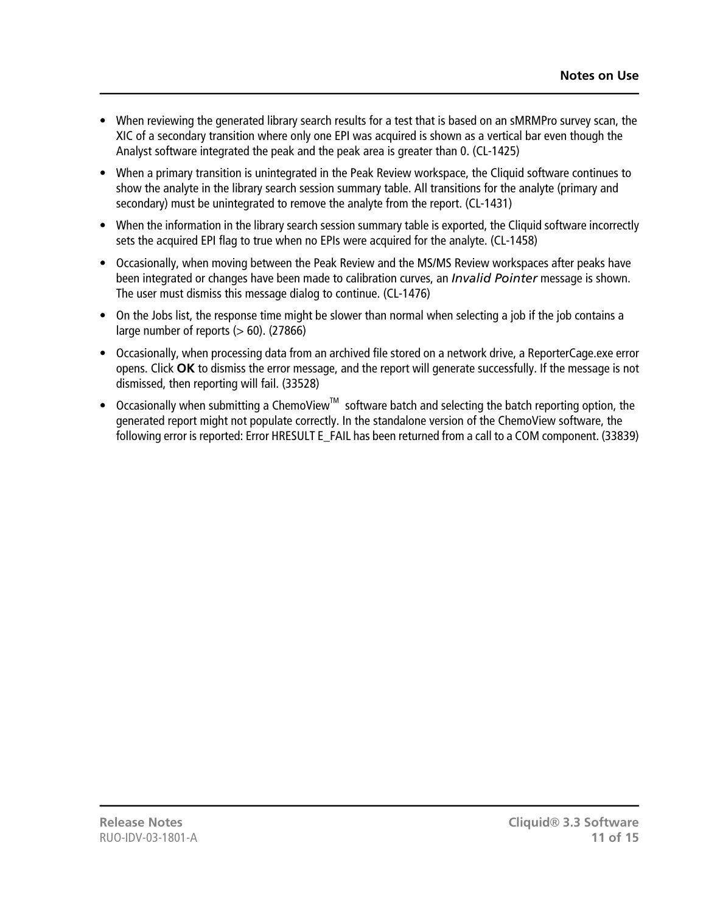- When reviewing the generated library search results for a test that is based on an sMRMPro survey scan, the XIC of a secondary transition where only one EPI was acquired is shown as a vertical bar even though the Analyst software integrated the peak and the peak area is greater than 0. (CL-1425)
- When a primary transition is unintegrated in the Peak Review workspace, the Cliquid software continues to show the analyte in the library search session summary table. All transitions for the analyte (primary and secondary) must be unintegrated to remove the analyte from the report. (CL-1431)
- When the information in the library search session summary table is exported, the Cliquid software incorrectly sets the acquired EPI flag to true when no EPIs were acquired for the analyte. (CL-1458)
- Occasionally, when moving between the Peak Review and the MS/MS Review workspaces after peaks have been integrated or changes have been made to calibration curves, an *Invalid Pointer* message is shown. The user must dismiss this message dialog to continue. (CL-1476)
- On the Jobs list, the response time might be slower than normal when selecting a job if the job contains a large number of reports (> 60). (27866)
- Occasionally, when processing data from an archived file stored on a network drive, a ReporterCage.exe error opens. Click **OK** to dismiss the error message, and the report will generate successfully. If the message is not dismissed, then reporting will fail. (33528)
- Occasionally when submitting a ChemoView™ software batch and selecting the batch reporting option, the generated report might not populate correctly. In the standalone version of the ChemoView software, the following error is reported: Error HRESULT E_FAIL has been returned from a call to a COM component. (33839)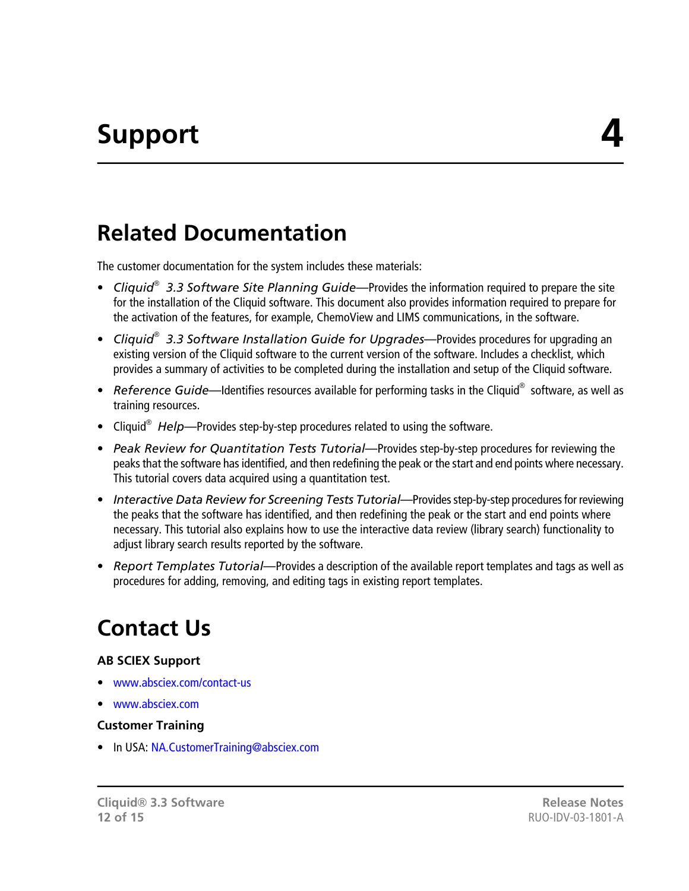# Support 4

## Related Documentation

The customer documentation for the system includes these materials:

- *Cliquid® 3.3 Software Site Planning Guide*—Provides the information required to prepare the site for the installation of the Cliquid software. This document also provides information required to prepare for the activation of the features, for example, ChemoView and LIMS communications, in the software.
- *Cliquid® 3.3 Software Installation Guide for Upgrades*—Provides procedures for upgrading an existing version of the Cliquid software to the current version of the software. Includes a checklist, which provides a summary of activities to be completed during the installation and setup of the Cliquid software.
- *Reference Guide*—Identifies resources available for performing tasks in the Cliquid® software, as well as training resources.
- Cliquid® *Help*—Provides step-by-step procedures related to using the software.
- *Peak Review for Quantitation Tests Tutorial*—Provides step-by-step procedures for reviewing the peaks that the software has identified, and then redefining the peak or the start and end points where necessary. This tutorial covers data acquired using a quantitation test.
- *Interactive Data Review for Screening Tests Tutorial*—Provides step-by-step procedures for reviewing the peaks that the software has identified, and then redefining the peak or the start and end points where necessary. This tutorial also explains how to use the interactive data review (library search) functionality to adjust library search results reported by the software.
- *Report Templates Tutorial*—Provides a description of the available report templates and tags as well as procedures for adding, removing, and editing tags in existing report templates.

## Contact Us

### AB SCIEX Support

- www.absciex.com/contact-us
- www.absciex.com

### Customer Training

- In USA: NA.CustomerTraining@absciex.com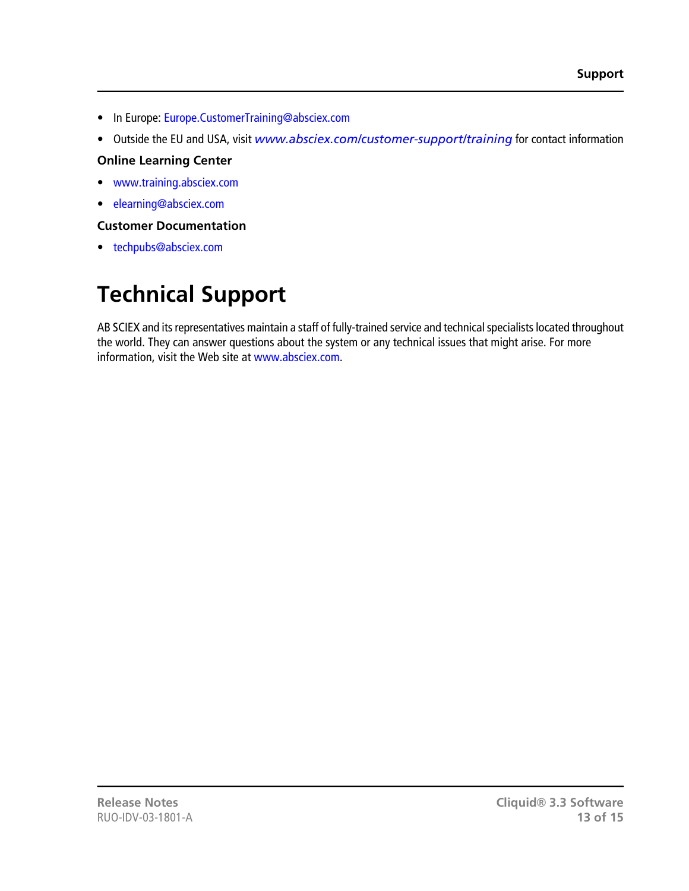- In Europe: Europe.CustomerTraining@absciex.com
- Outside the EU and USA, visit *www.absciex.com/customer-support/training* for contact information

### Online Learning Center

- www.training.absciex.com
- elearning@absciex.com

### Customer Documentation

- techpubs@absciex.com

# Technical Support

AB SCIEX and its representatives maintain a staff of fully-trained service and technical specialists located throughout the world. They can answer questions about the system or any technical issues that might arise. For more information, visit the Web site at www.absciex.com.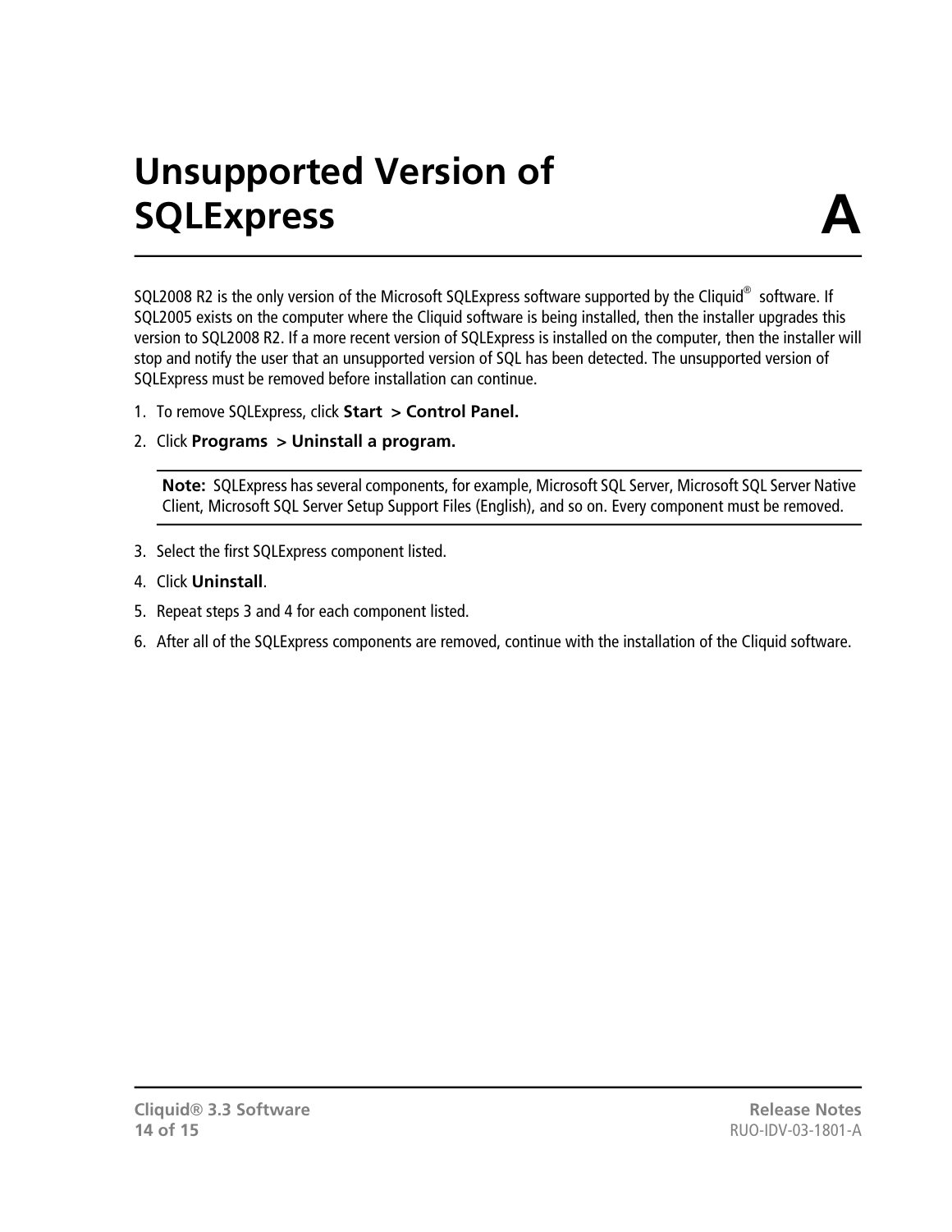# Unsupported Version of SQLExpress A

SQL2008 R2 is the only version of the Microsoft SQLExpress software supported by the Cliquid® software. If SQL2005 exists on the computer where the Cliquid software is being installed, then the installer upgrades this version to SQL2008 R2. If a more recent version of SQLExpress is installed on the computer, then the installer will stop and notify the user that an unsupported version of SQL has been detected. The unsupported version of SQLExpress must be removed before installation can continue.

1. To remove SQLExpress, click **Start > Control Panel.**
2. Click **Programs > Uninstall a program.**

> **Note:** SQLExpress has several components, for example, Microsoft SQL Server, Microsoft SQL Server Native Client, Microsoft SQL Server Setup Support Files (English), and so on. Every component must be removed.

3. Select the first SQLExpress component listed.
4. Click **Uninstall**.
5. Repeat steps 3 and 4 for each component listed.
6. After all of the SQLExpress components are removed, continue with the installation of the Cliquid software.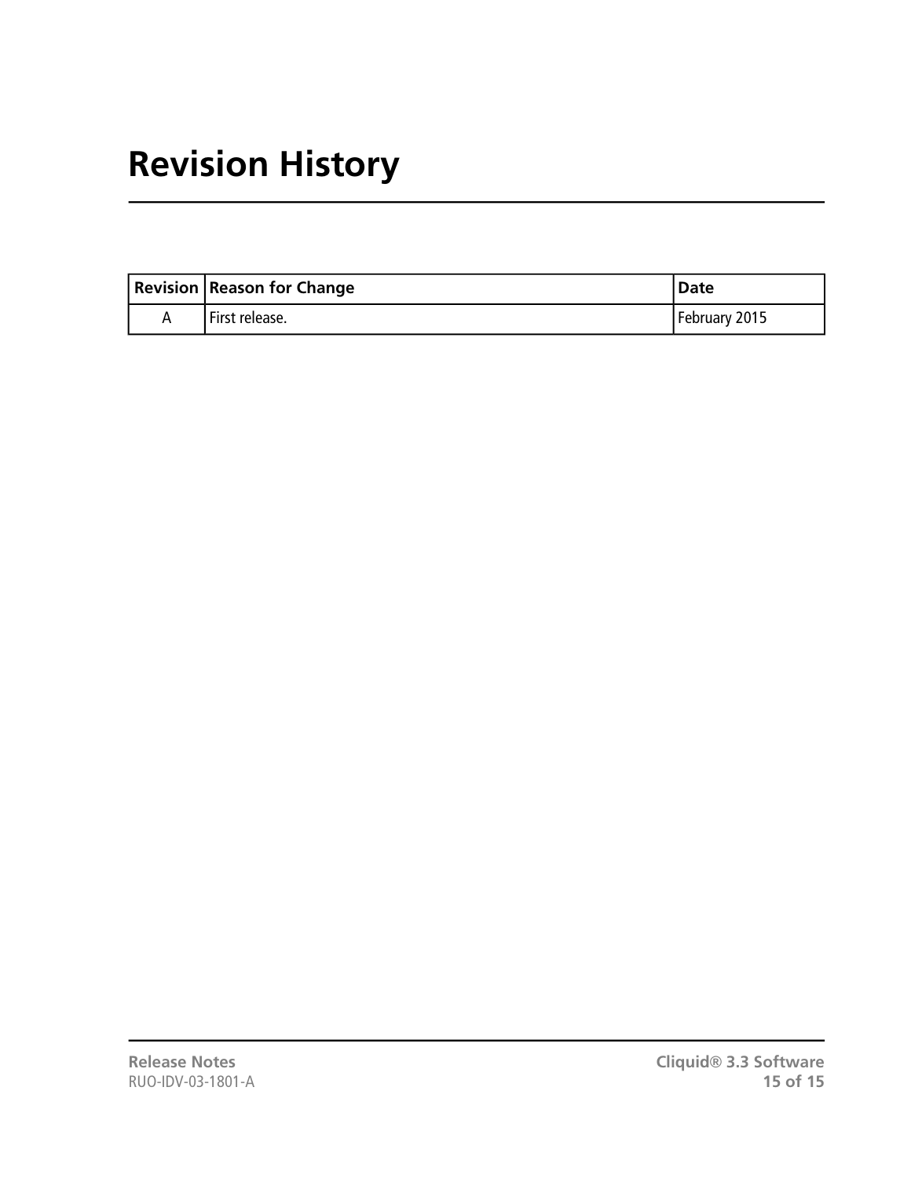# Revision History

| Revision | Reason for Change | Date |
|---|---|---|
| A | First release. | February 2015 |